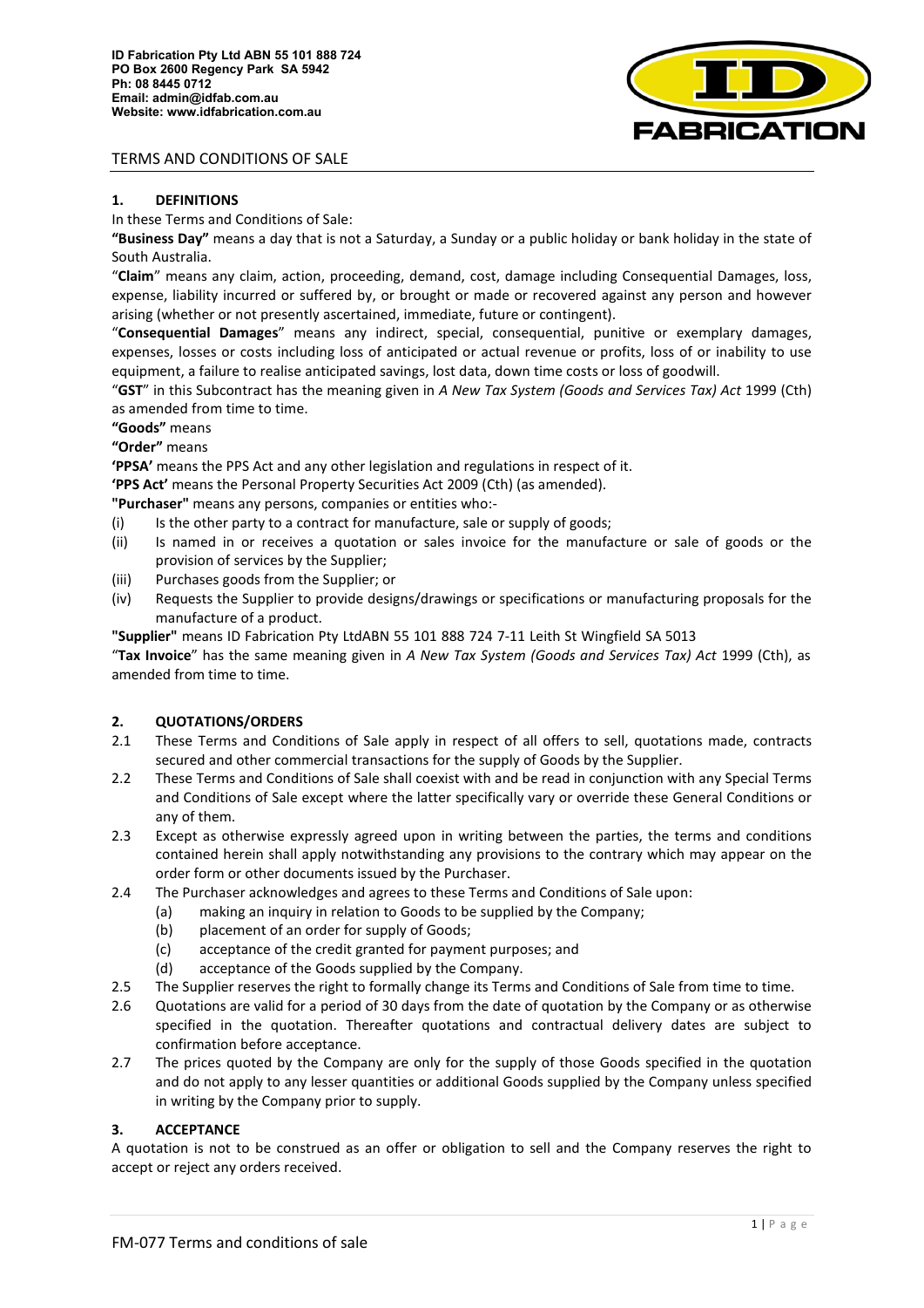**ID Fabrication Pty Ltd ABN 55 101 888 724**
**PO Box 2600 Regency Park SA 5942**
**Ph: 08 8445 0712**
**Email: admin@idfab.com.au**
**Website: www.idfabrication.com.au**

TERMS AND CONDITIONS OF SALE

## 1. DEFINITIONS

In these Terms and Conditions of Sale:

**"Business Day"** means a day that is not a Saturday, a Sunday or a public holiday or bank holiday in the state of South Australia.

"**Claim**" means any claim, action, proceeding, demand, cost, damage including Consequential Damages, loss, expense, liability incurred or suffered by, or brought or made or recovered against any person and however arising (whether or not presently ascertained, immediate, future or contingent).

"**Consequential Damages**" means any indirect, special, consequential, punitive or exemplary damages, expenses, losses or costs including loss of anticipated or actual revenue or profits, loss of or inability to use equipment, a failure to realise anticipated savings, lost data, down time costs or loss of goodwill.

"**GST**" in this Subcontract has the meaning given in *A New Tax System (Goods and Services Tax) Act* 1999 (Cth) as amended from time to time.

**"Goods"** means

**"Order"** means

**'PPSA'** means the PPS Act and any other legislation and regulations in respect of it.

**'PPS Act'** means the Personal Property Securities Act 2009 (Cth) (as amended).

**"Purchaser"** means any persons, companies or entities who:-

(i) Is the other party to a contract for manufacture, sale or supply of goods;
(ii) Is named in or receives a quotation or sales invoice for the manufacture or sale of goods or the provision of services by the Supplier;
(iii) Purchases goods from the Supplier; or
(iv) Requests the Supplier to provide designs/drawings or specifications or manufacturing proposals for the manufacture of a product.

**"Supplier"** means ID Fabrication Pty LtdABN 55 101 888 724 7-11 Leith St Wingfield SA 5013

"**Tax Invoice**" has the same meaning given in *A New Tax System (Goods and Services Tax) Act* 1999 (Cth), as amended from time to time.

## 2. QUOTATIONS/ORDERS

2.1 These Terms and Conditions of Sale apply in respect of all offers to sell, quotations made, contracts secured and other commercial transactions for the supply of Goods by the Supplier.

2.2 These Terms and Conditions of Sale shall coexist with and be read in conjunction with any Special Terms and Conditions of Sale except where the latter specifically vary or override these General Conditions or any of them.

2.3 Except as otherwise expressly agreed upon in writing between the parties, the terms and conditions contained herein shall apply notwithstanding any provisions to the contrary which may appear on the order form or other documents issued by the Purchaser.

2.4 The Purchaser acknowledges and agrees to these Terms and Conditions of Sale upon:
   (a) making an inquiry in relation to Goods to be supplied by the Company;
   (b) placement of an order for supply of Goods;
   (c) acceptance of the credit granted for payment purposes; and
   (d) acceptance of the Goods supplied by the Company.

2.5 The Supplier reserves the right to formally change its Terms and Conditions of Sale from time to time.

2.6 Quotations are valid for a period of 30 days from the date of quotation by the Company or as otherwise specified in the quotation. Thereafter quotations and contractual delivery dates are subject to confirmation before acceptance.

2.7 The prices quoted by the Company are only for the supply of those Goods specified in the quotation and do not apply to any lesser quantities or additional Goods supplied by the Company unless specified in writing by the Company prior to supply.

## 3. ACCEPTANCE

A quotation is not to be construed as an offer or obligation to sell and the Company reserves the right to accept or reject any orders received.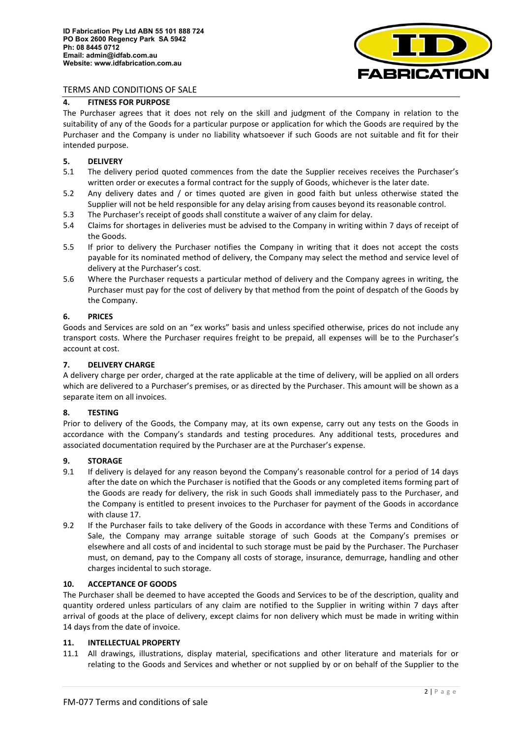## 4. FITNESS FOR PURPOSE

The Purchaser agrees that it does not rely on the skill and judgment of the Company in relation to the suitability of any of the Goods for a particular purpose or application for which the Goods are required by the Purchaser and the Company is under no liability whatsoever if such Goods are not suitable and fit for their intended purpose.

## 5. DELIVERY

5.1 The delivery period quoted commences from the date the Supplier receives receives the Purchaser's written order or executes a formal contract for the supply of Goods, whichever is the later date.

5.2 Any delivery dates and / or times quoted are given in good faith but unless otherwise stated the Supplier will not be held responsible for any delay arising from causes beyond its reasonable control.

5.3 The Purchaser's receipt of goods shall constitute a waiver of any claim for delay.

5.4 Claims for shortages in deliveries must be advised to the Company in writing within 7 days of receipt of the Goods.

5.5 If prior to delivery the Purchaser notifies the Company in writing that it does not accept the costs payable for its nominated method of delivery, the Company may select the method and service level of delivery at the Purchaser's cost.

5.6 Where the Purchaser requests a particular method of delivery and the Company agrees in writing, the Purchaser must pay for the cost of delivery by that method from the point of despatch of the Goods by the Company.

## 6. PRICES

Goods and Services are sold on an "ex works" basis and unless specified otherwise, prices do not include any transport costs. Where the Purchaser requires freight to be prepaid, all expenses will be to the Purchaser's account at cost.

## 7. DELIVERY CHARGE

A delivery charge per order, charged at the rate applicable at the time of delivery, will be applied on all orders which are delivered to a Purchaser's premises, or as directed by the Purchaser. This amount will be shown as a separate item on all invoices.

## 8. TESTING

Prior to delivery of the Goods, the Company may, at its own expense, carry out any tests on the Goods in accordance with the Company's standards and testing procedures. Any additional tests, procedures and associated documentation required by the Purchaser are at the Purchaser's expense.

## 9. STORAGE

9.1 If delivery is delayed for any reason beyond the Company's reasonable control for a period of 14 days after the date on which the Purchaser is notified that the Goods or any completed items forming part of the Goods are ready for delivery, the risk in such Goods shall immediately pass to the Purchaser, and the Company is entitled to present invoices to the Purchaser for payment of the Goods in accordance with clause 17.

9.2 If the Purchaser fails to take delivery of the Goods in accordance with these Terms and Conditions of Sale, the Company may arrange suitable storage of such Goods at the Company's premises or elsewhere and all costs of and incidental to such storage must be paid by the Purchaser. The Purchaser must, on demand, pay to the Company all costs of storage, insurance, demurrage, handling and other charges incidental to such storage.

## 10. ACCEPTANCE OF GOODS

The Purchaser shall be deemed to have accepted the Goods and Services to be of the description, quality and quantity ordered unless particulars of any claim are notified to the Supplier in writing within 7 days after arrival of goods at the place of delivery, except claims for non delivery which must be made in writing within 14 days from the date of invoice.

## 11. INTELLECTUAL PROPERTY

11.1 All drawings, illustrations, display material, specifications and other literature and materials for or relating to the Goods and Services and whether or not supplied by or on behalf of the Supplier to the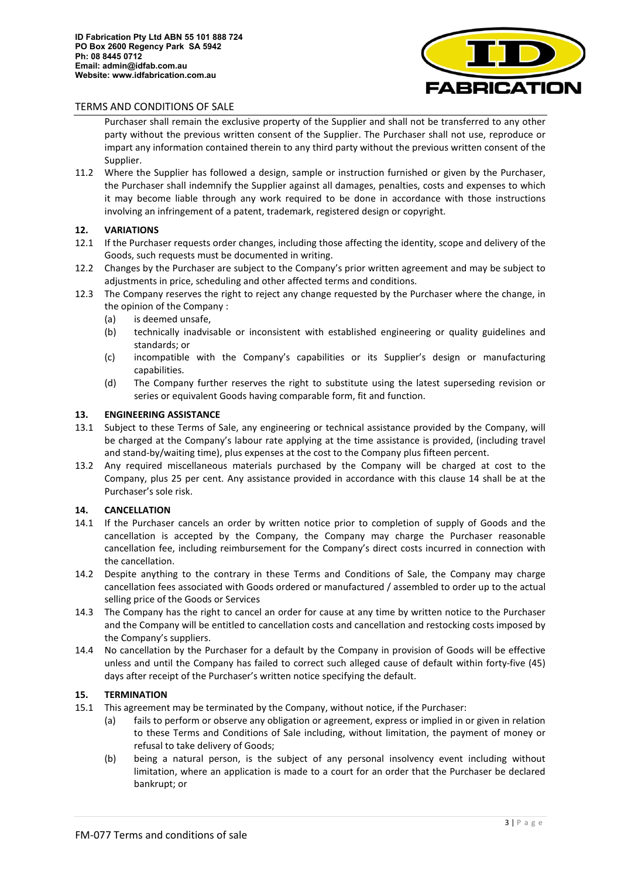Purchaser shall remain the exclusive property of the Supplier and shall not be transferred to any other party without the previous written consent of the Supplier. The Purchaser shall not use, reproduce or impart any information contained therein to any third party without the previous written consent of the Supplier.

11.2 Where the Supplier has followed a design, sample or instruction furnished or given by the Purchaser, the Purchaser shall indemnify the Supplier against all damages, penalties, costs and expenses to which it may become liable through any work required to be done in accordance with those instructions involving an infringement of a patent, trademark, registered design or copyright.

## 12. VARIATIONS

12.1 If the Purchaser requests order changes, including those affecting the identity, scope and delivery of the Goods, such requests must be documented in writing.

12.2 Changes by the Purchaser are subject to the Company's prior written agreement and may be subject to adjustments in price, scheduling and other affected terms and conditions.

12.3 The Company reserves the right to reject any change requested by the Purchaser where the change, in the opinion of the Company :

- (a) is deemed unsafe,
- (b) technically inadvisable or inconsistent with established engineering or quality guidelines and standards; or
- (c) incompatible with the Company's capabilities or its Supplier's design or manufacturing capabilities.
- (d) The Company further reserves the right to substitute using the latest superseding revision or series or equivalent Goods having comparable form, fit and function.

## 13. ENGINEERING ASSISTANCE

13.1 Subject to these Terms of Sale, any engineering or technical assistance provided by the Company, will be charged at the Company's labour rate applying at the time assistance is provided, (including travel and stand-by/waiting time), plus expenses at the cost to the Company plus fifteen percent.

13.2 Any required miscellaneous materials purchased by the Company will be charged at cost to the Company, plus 25 per cent. Any assistance provided in accordance with this clause 14 shall be at the Purchaser's sole risk.

## 14. CANCELLATION

14.1 If the Purchaser cancels an order by written notice prior to completion of supply of Goods and the cancellation is accepted by the Company, the Company may charge the Purchaser reasonable cancellation fee, including reimbursement for the Company's direct costs incurred in connection with the cancellation.

14.2 Despite anything to the contrary in these Terms and Conditions of Sale, the Company may charge cancellation fees associated with Goods ordered or manufactured / assembled to order up to the actual selling price of the Goods or Services

14.3 The Company has the right to cancel an order for cause at any time by written notice to the Purchaser and the Company will be entitled to cancellation costs and cancellation and restocking costs imposed by the Company's suppliers.

14.4 No cancellation by the Purchaser for a default by the Company in provision of Goods will be effective unless and until the Company has failed to correct such alleged cause of default within forty-five (45) days after receipt of the Purchaser's written notice specifying the default.

## 15. TERMINATION

15.1 This agreement may be terminated by the Company, without notice, if the Purchaser:

- (a) fails to perform or observe any obligation or agreement, express or implied in or given in relation to these Terms and Conditions of Sale including, without limitation, the payment of money or refusal to take delivery of Goods;
- (b) being a natural person, is the subject of any personal insolvency event including without limitation, where an application is made to a court for an order that the Purchaser be declared bankrupt; or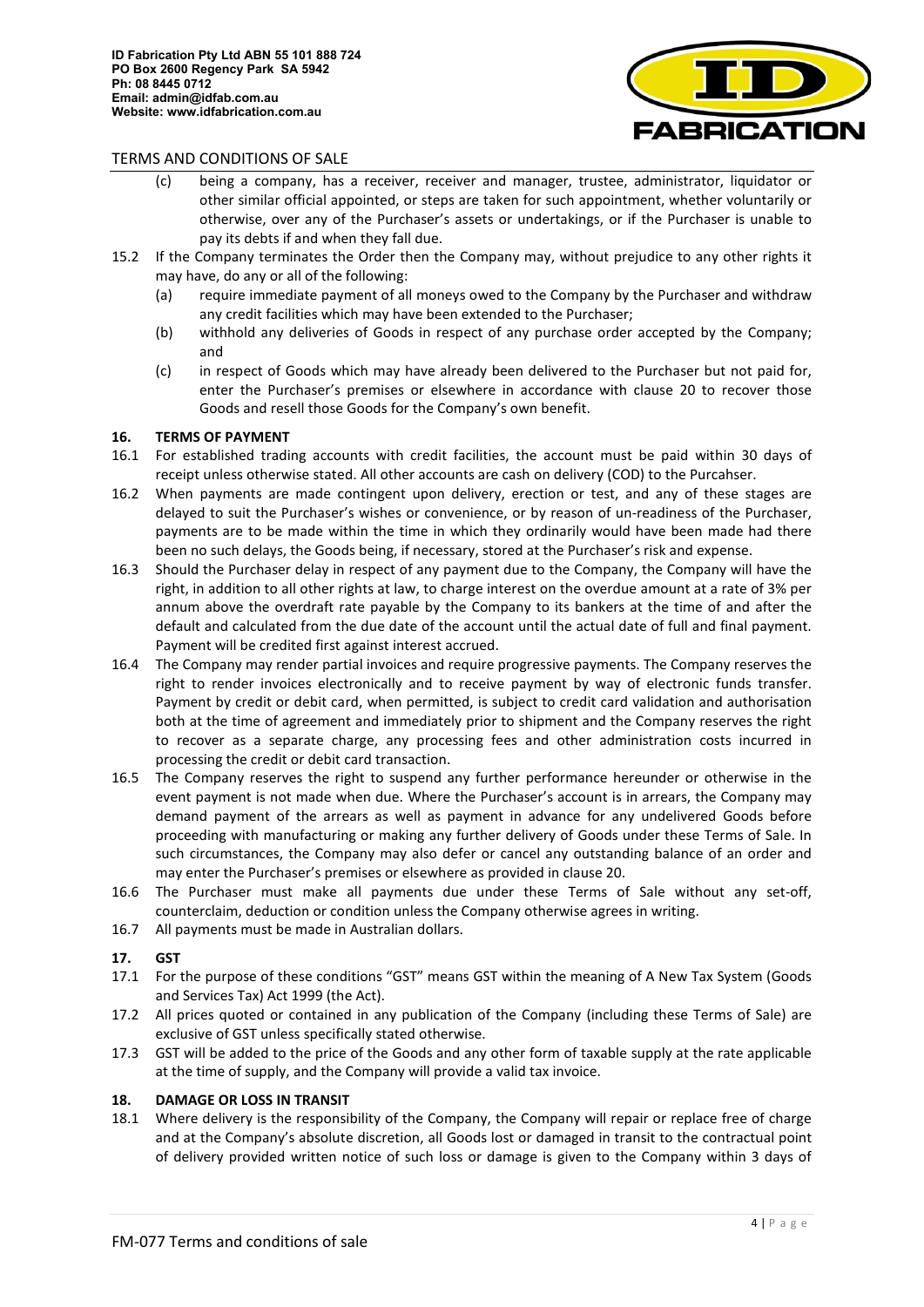(c) being a company, has a receiver, receiver and manager, trustee, administrator, liquidator or other similar official appointed, or steps are taken for such appointment, whether voluntarily or otherwise, over any of the Purchaser's assets or undertakings, or if the Purchaser is unable to pay its debts if and when they fall due.

15.2 If the Company terminates the Order then the Company may, without prejudice to any other rights it may have, do any or all of the following:

(a) require immediate payment of all moneys owed to the Company by the Purchaser and withdraw any credit facilities which may have been extended to the Purchaser;

(b) withhold any deliveries of Goods in respect of any purchase order accepted by the Company; and

(c) in respect of Goods which may have already been delivered to the Purchaser but not paid for, enter the Purchaser's premises or elsewhere in accordance with clause 20 to recover those Goods and resell those Goods for the Company's own benefit.

## 16. TERMS OF PAYMENT

16.1 For established trading accounts with credit facilities, the account must be paid within 30 days of receipt unless otherwise stated. All other accounts are cash on delivery (COD) to the Purcahser.

16.2 When payments are made contingent upon delivery, erection or test, and any of these stages are delayed to suit the Purchaser's wishes or convenience, or by reason of un-readiness of the Purchaser, payments are to be made within the time in which they ordinarily would have been made had there been no such delays, the Goods being, if necessary, stored at the Purchaser's risk and expense.

16.3 Should the Purchaser delay in respect of any payment due to the Company, the Company will have the right, in addition to all other rights at law, to charge interest on the overdue amount at a rate of 3% per annum above the overdraft rate payable by the Company to its bankers at the time of and after the default and calculated from the due date of the account until the actual date of full and final payment. Payment will be credited first against interest accrued.

16.4 The Company may render partial invoices and require progressive payments. The Company reserves the right to render invoices electronically and to receive payment by way of electronic funds transfer. Payment by credit or debit card, when permitted, is subject to credit card validation and authorisation both at the time of agreement and immediately prior to shipment and the Company reserves the right to recover as a separate charge, any processing fees and other administration costs incurred in processing the credit or debit card transaction.

16.5 The Company reserves the right to suspend any further performance hereunder or otherwise in the event payment is not made when due. Where the Purchaser's account is in arrears, the Company may demand payment of the arrears as well as payment in advance for any undelivered Goods before proceeding with manufacturing or making any further delivery of Goods under these Terms of Sale. In such circumstances, the Company may also defer or cancel any outstanding balance of an order and may enter the Purchaser's premises or elsewhere as provided in clause 20.

16.6 The Purchaser must make all payments due under these Terms of Sale without any set-off, counterclaim, deduction or condition unless the Company otherwise agrees in writing.

16.7 All payments must be made in Australian dollars.

## 17. GST

17.1 For the purpose of these conditions "GST" means GST within the meaning of A New Tax System (Goods and Services Tax) Act 1999 (the Act).

17.2 All prices quoted or contained in any publication of the Company (including these Terms of Sale) are exclusive of GST unless specifically stated otherwise.

17.3 GST will be added to the price of the Goods and any other form of taxable supply at the rate applicable at the time of supply, and the Company will provide a valid tax invoice.

## 18. DAMAGE OR LOSS IN TRANSIT

18.1 Where delivery is the responsibility of the Company, the Company will repair or replace free of charge and at the Company's absolute discretion, all Goods lost or damaged in transit to the contractual point of delivery provided written notice of such loss or damage is given to the Company within 3 days of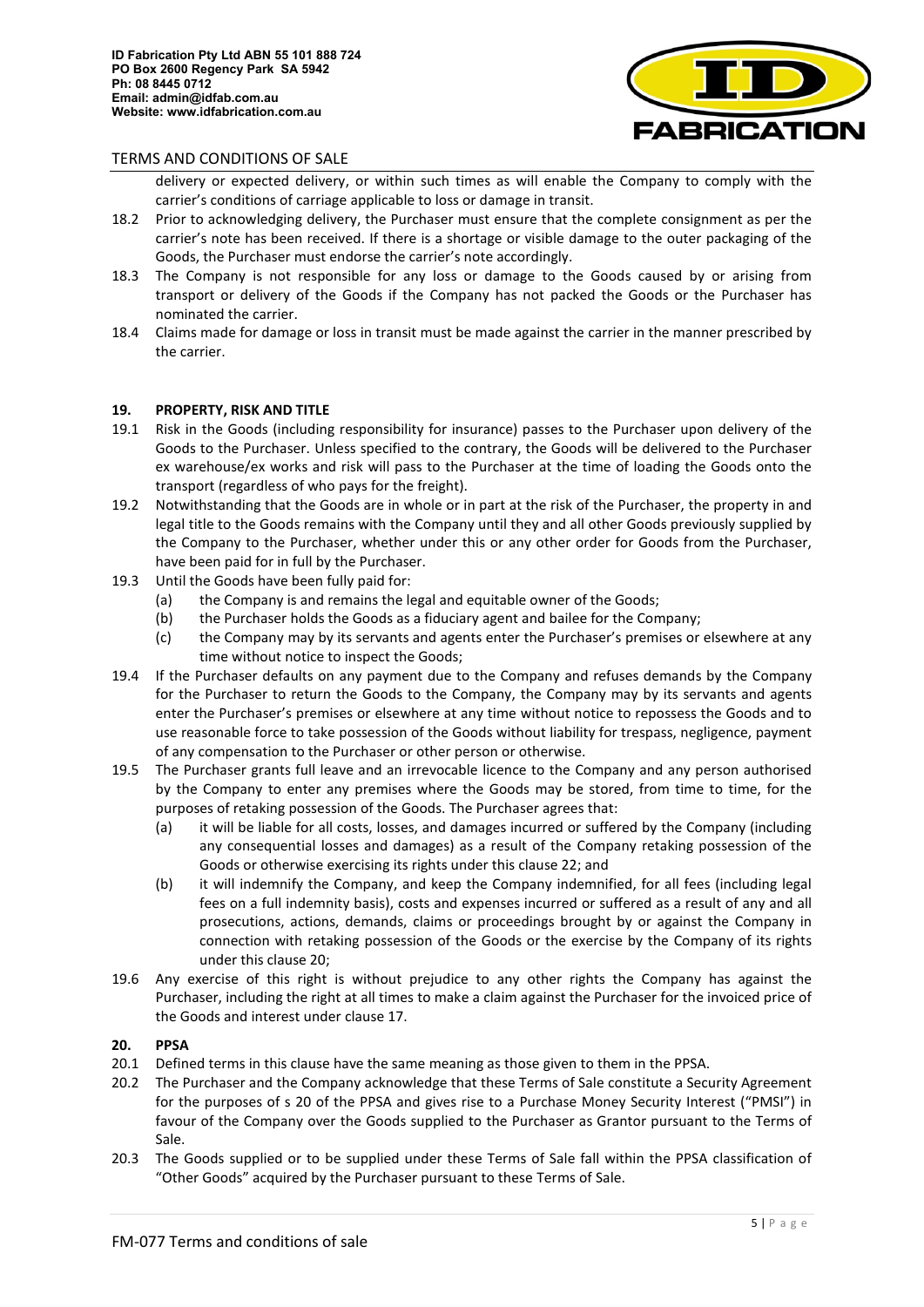delivery or expected delivery, or within such times as will enable the Company to comply with the carrier's conditions of carriage applicable to loss or damage in transit.

18.2 Prior to acknowledging delivery, the Purchaser must ensure that the complete consignment as per the carrier's note has been received. If there is a shortage or visible damage to the outer packaging of the Goods, the Purchaser must endorse the carrier's note accordingly.

18.3 The Company is not responsible for any loss or damage to the Goods caused by or arising from transport or delivery of the Goods if the Company has not packed the Goods or the Purchaser has nominated the carrier.

18.4 Claims made for damage or loss in transit must be made against the carrier in the manner prescribed by the carrier.

## 19. PROPERTY, RISK AND TITLE

19.1 Risk in the Goods (including responsibility for insurance) passes to the Purchaser upon delivery of the Goods to the Purchaser. Unless specified to the contrary, the Goods will be delivered to the Purchaser ex warehouse/ex works and risk will pass to the Purchaser at the time of loading the Goods onto the transport (regardless of who pays for the freight).

19.2 Notwithstanding that the Goods are in whole or in part at the risk of the Purchaser, the property in and legal title to the Goods remains with the Company until they and all other Goods previously supplied by the Company to the Purchaser, whether under this or any other order for Goods from the Purchaser, have been paid for in full by the Purchaser.

19.3 Until the Goods have been fully paid for:

(a) the Company is and remains the legal and equitable owner of the Goods;

(b) the Purchaser holds the Goods as a fiduciary agent and bailee for the Company;

(c) the Company may by its servants and agents enter the Purchaser's premises or elsewhere at any time without notice to inspect the Goods;

19.4 If the Purchaser defaults on any payment due to the Company and refuses demands by the Company for the Purchaser to return the Goods to the Company, the Company may by its servants and agents enter the Purchaser's premises or elsewhere at any time without notice to repossess the Goods and to use reasonable force to take possession of the Goods without liability for trespass, negligence, payment of any compensation to the Purchaser or other person or otherwise.

19.5 The Purchaser grants full leave and an irrevocable licence to the Company and any person authorised by the Company to enter any premises where the Goods may be stored, from time to time, for the purposes of retaking possession of the Goods. The Purchaser agrees that:

(a) it will be liable for all costs, losses, and damages incurred or suffered by the Company (including any consequential losses and damages) as a result of the Company retaking possession of the Goods or otherwise exercising its rights under this clause 22; and

(b) it will indemnify the Company, and keep the Company indemnified, for all fees (including legal fees on a full indemnity basis), costs and expenses incurred or suffered as a result of any and all prosecutions, actions, demands, claims or proceedings brought by or against the Company in connection with retaking possession of the Goods or the exercise by the Company of its rights under this clause 20;

19.6 Any exercise of this right is without prejudice to any other rights the Company has against the Purchaser, including the right at all times to make a claim against the Purchaser for the invoiced price of the Goods and interest under clause 17.

## 20. PPSA

20.1 Defined terms in this clause have the same meaning as those given to them in the PPSA.

20.2 The Purchaser and the Company acknowledge that these Terms of Sale constitute a Security Agreement for the purposes of s 20 of the PPSA and gives rise to a Purchase Money Security Interest ("PMSI") in favour of the Company over the Goods supplied to the Purchaser as Grantor pursuant to the Terms of Sale.

20.3 The Goods supplied or to be supplied under these Terms of Sale fall within the PPSA classification of "Other Goods" acquired by the Purchaser pursuant to these Terms of Sale.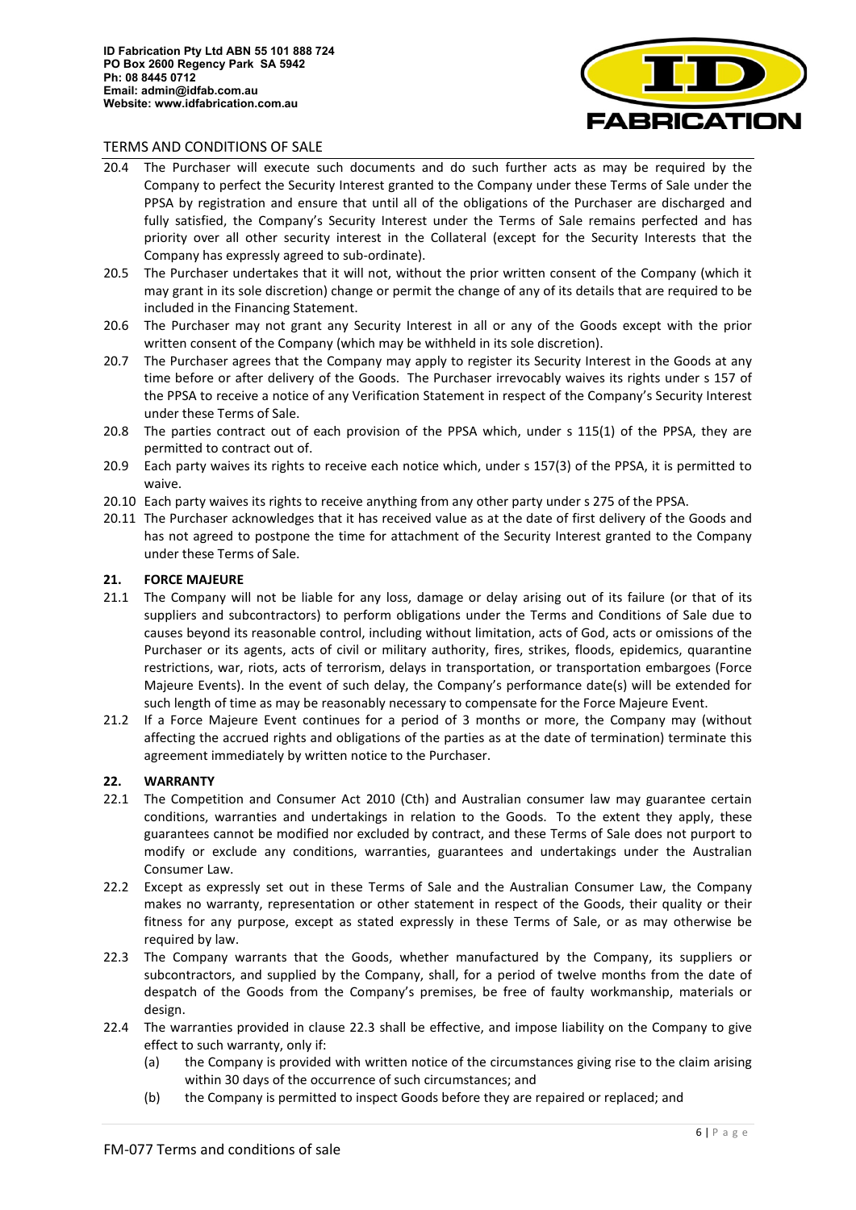20.4 The Purchaser will execute such documents and do such further acts as may be required by the Company to perfect the Security Interest granted to the Company under these Terms of Sale under the PPSA by registration and ensure that until all of the obligations of the Purchaser are discharged and fully satisfied, the Company's Security Interest under the Terms of Sale remains perfected and has priority over all other security interest in the Collateral (except for the Security Interests that the Company has expressly agreed to sub-ordinate).

20.5 The Purchaser undertakes that it will not, without the prior written consent of the Company (which it may grant in its sole discretion) change or permit the change of any of its details that are required to be included in the Financing Statement.

20.6 The Purchaser may not grant any Security Interest in all or any of the Goods except with the prior written consent of the Company (which may be withheld in its sole discretion).

20.7 The Purchaser agrees that the Company may apply to register its Security Interest in the Goods at any time before or after delivery of the Goods. The Purchaser irrevocably waives its rights under s 157 of the PPSA to receive a notice of any Verification Statement in respect of the Company's Security Interest under these Terms of Sale.

20.8 The parties contract out of each provision of the PPSA which, under s 115(1) of the PPSA, they are permitted to contract out of.

20.9 Each party waives its rights to receive each notice which, under s 157(3) of the PPSA, it is permitted to waive.

20.10 Each party waives its rights to receive anything from any other party under s 275 of the PPSA.

20.11 The Purchaser acknowledges that it has received value as at the date of first delivery of the Goods and has not agreed to postpone the time for attachment of the Security Interest granted to the Company under these Terms of Sale.

## 21. FORCE MAJEURE

21.1 The Company will not be liable for any loss, damage or delay arising out of its failure (or that of its suppliers and subcontractors) to perform obligations under the Terms and Conditions of Sale due to causes beyond its reasonable control, including without limitation, acts of God, acts or omissions of the Purchaser or its agents, acts of civil or military authority, fires, strikes, floods, epidemics, quarantine restrictions, war, riots, acts of terrorism, delays in transportation, or transportation embargoes (Force Majeure Events). In the event of such delay, the Company's performance date(s) will be extended for such length of time as may be reasonably necessary to compensate for the Force Majeure Event.

21.2 If a Force Majeure Event continues for a period of 3 months or more, the Company may (without affecting the accrued rights and obligations of the parties as at the date of termination) terminate this agreement immediately by written notice to the Purchaser.

## 22. WARRANTY

22.1 The Competition and Consumer Act 2010 (Cth) and Australian consumer law may guarantee certain conditions, warranties and undertakings in relation to the Goods. To the extent they apply, these guarantees cannot be modified nor excluded by contract, and these Terms of Sale does not purport to modify or exclude any conditions, warranties, guarantees and undertakings under the Australian Consumer Law.

22.2 Except as expressly set out in these Terms of Sale and the Australian Consumer Law, the Company makes no warranty, representation or other statement in respect of the Goods, their quality or their fitness for any purpose, except as stated expressly in these Terms of Sale, or as may otherwise be required by law.

22.3 The Company warrants that the Goods, whether manufactured by the Company, its suppliers or subcontractors, and supplied by the Company, shall, for a period of twelve months from the date of despatch of the Goods from the Company's premises, be free of faulty workmanship, materials or design.

22.4 The warranties provided in clause 22.3 shall be effective, and impose liability on the Company to give effect to such warranty, only if:

(a) the Company is provided with written notice of the circumstances giving rise to the claim arising within 30 days of the occurrence of such circumstances; and

(b) the Company is permitted to inspect Goods before they are repaired or replaced; and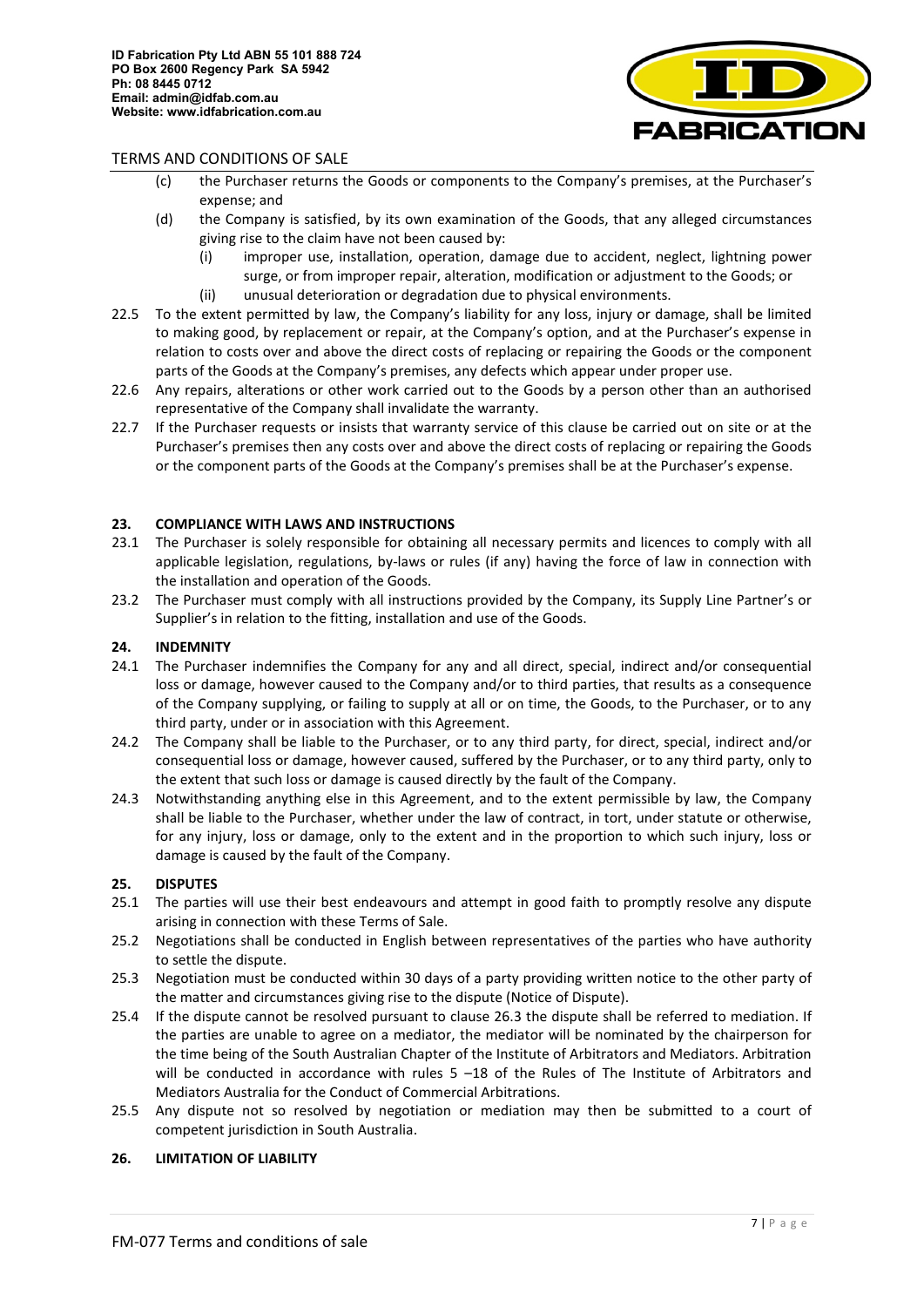(c) the Purchaser returns the Goods or components to the Company's premises, at the Purchaser's expense; and

(d) the Company is satisfied, by its own examination of the Goods, that any alleged circumstances giving rise to the claim have not been caused by:

(i) improper use, installation, operation, damage due to accident, neglect, lightning power surge, or from improper repair, alteration, modification or adjustment to the Goods; or

(ii) unusual deterioration or degradation due to physical environments.

22.5 To the extent permitted by law, the Company's liability for any loss, injury or damage, shall be limited to making good, by replacement or repair, at the Company's option, and at the Purchaser's expense in relation to costs over and above the direct costs of replacing or repairing the Goods or the component parts of the Goods at the Company's premises, any defects which appear under proper use.

22.6 Any repairs, alterations or other work carried out to the Goods by a person other than an authorised representative of the Company shall invalidate the warranty.

22.7 If the Purchaser requests or insists that warranty service of this clause be carried out on site or at the Purchaser's premises then any costs over and above the direct costs of replacing or repairing the Goods or the component parts of the Goods at the Company's premises shall be at the Purchaser's expense.

## 23. COMPLIANCE WITH LAWS AND INSTRUCTIONS

23.1 The Purchaser is solely responsible for obtaining all necessary permits and licences to comply with all applicable legislation, regulations, by-laws or rules (if any) having the force of law in connection with the installation and operation of the Goods.

23.2 The Purchaser must comply with all instructions provided by the Company, its Supply Line Partner's or Supplier's in relation to the fitting, installation and use of the Goods.

## 24. INDEMNITY

24.1 The Purchaser indemnifies the Company for any and all direct, special, indirect and/or consequential loss or damage, however caused to the Company and/or to third parties, that results as a consequence of the Company supplying, or failing to supply at all or on time, the Goods, to the Purchaser, or to any third party, under or in association with this Agreement.

24.2 The Company shall be liable to the Purchaser, or to any third party, for direct, special, indirect and/or consequential loss or damage, however caused, suffered by the Purchaser, or to any third party, only to the extent that such loss or damage is caused directly by the fault of the Company.

24.3 Notwithstanding anything else in this Agreement, and to the extent permissible by law, the Company shall be liable to the Purchaser, whether under the law of contract, in tort, under statute or otherwise, for any injury, loss or damage, only to the extent and in the proportion to which such injury, loss or damage is caused by the fault of the Company.

## 25. DISPUTES

25.1 The parties will use their best endeavours and attempt in good faith to promptly resolve any dispute arising in connection with these Terms of Sale.

25.2 Negotiations shall be conducted in English between representatives of the parties who have authority to settle the dispute.

25.3 Negotiation must be conducted within 30 days of a party providing written notice to the other party of the matter and circumstances giving rise to the dispute (Notice of Dispute).

25.4 If the dispute cannot be resolved pursuant to clause 26.3 the dispute shall be referred to mediation. If the parties are unable to agree on a mediator, the mediator will be nominated by the chairperson for the time being of the South Australian Chapter of the Institute of Arbitrators and Mediators. Arbitration will be conducted in accordance with rules 5 –18 of the Rules of The Institute of Arbitrators and Mediators Australia for the Conduct of Commercial Arbitrations.

25.5 Any dispute not so resolved by negotiation or mediation may then be submitted to a court of competent jurisdiction in South Australia.

## 26. LIMITATION OF LIABILITY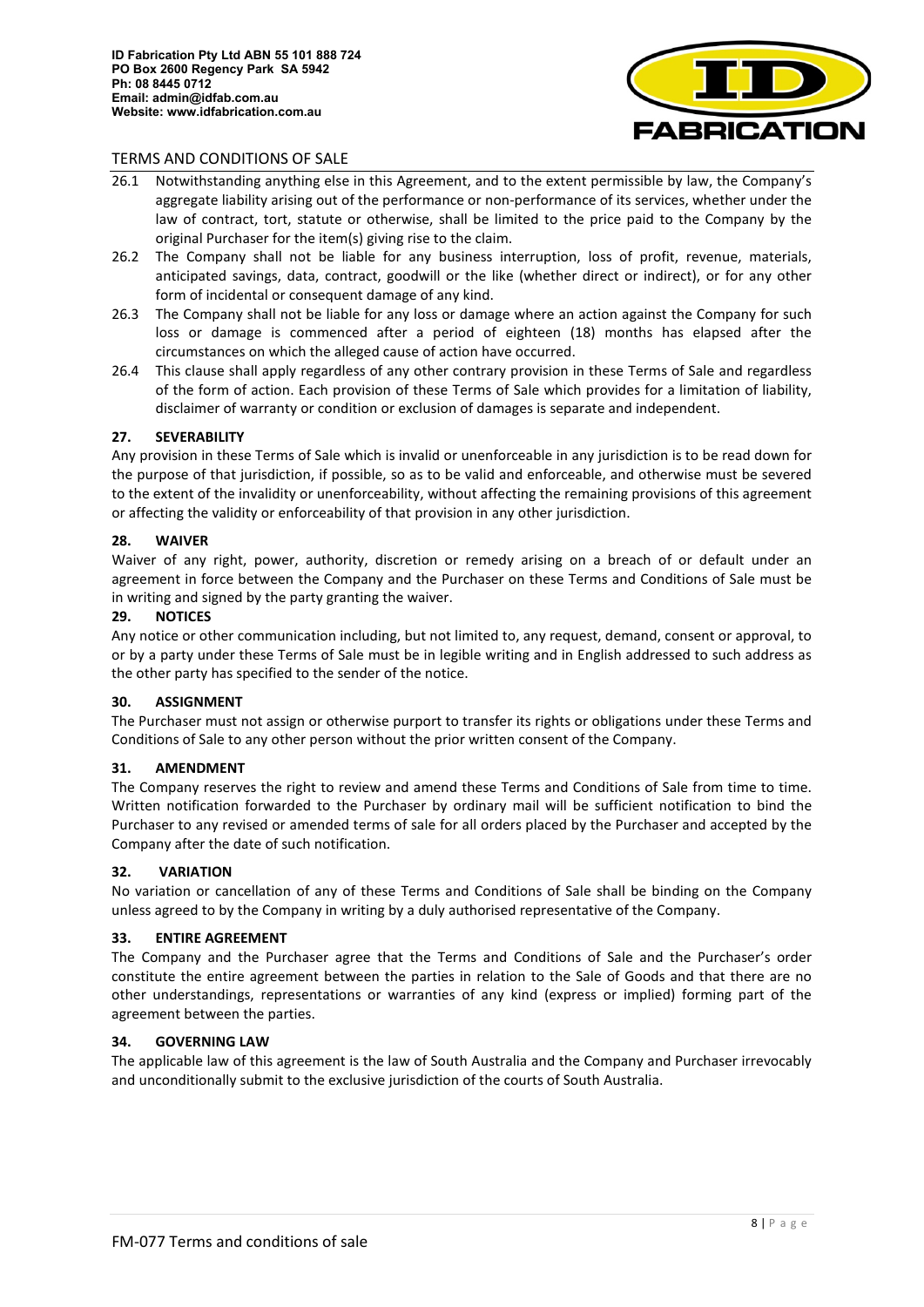ID Fabrication Pty Ltd ABN 55 101 888 724
PO Box 2600 Regency Park SA 5942
Ph: 08 8445 0712
Email: admin@idfab.com.au
Website: www.idfabrication.com.au

TERMS AND CONDITIONS OF SALE

26.1 Notwithstanding anything else in this Agreement, and to the extent permissible by law, the Company's aggregate liability arising out of the performance or non-performance of its services, whether under the law of contract, tort, statute or otherwise, shall be limited to the price paid to the Company by the original Purchaser for the item(s) giving rise to the claim.

26.2 The Company shall not be liable for any business interruption, loss of profit, revenue, materials, anticipated savings, data, contract, goodwill or the like (whether direct or indirect), or for any other form of incidental or consequent damage of any kind.

26.3 The Company shall not be liable for any loss or damage where an action against the Company for such loss or damage is commenced after a period of eighteen (18) months has elapsed after the circumstances on which the alleged cause of action have occurred.

26.4 This clause shall apply regardless of any other contrary provision in these Terms of Sale and regardless of the form of action. Each provision of these Terms of Sale which provides for a limitation of liability, disclaimer of warranty or condition or exclusion of damages is separate and independent.

## 27. SEVERABILITY

Any provision in these Terms of Sale which is invalid or unenforceable in any jurisdiction is to be read down for the purpose of that jurisdiction, if possible, so as to be valid and enforceable, and otherwise must be severed to the extent of the invalidity or unenforceability, without affecting the remaining provisions of this agreement or affecting the validity or enforceability of that provision in any other jurisdiction.

## 28. WAIVER

Waiver of any right, power, authority, discretion or remedy arising on a breach of or default under an agreement in force between the Company and the Purchaser on these Terms and Conditions of Sale must be in writing and signed by the party granting the waiver.

## 29. NOTICES

Any notice or other communication including, but not limited to, any request, demand, consent or approval, to or by a party under these Terms of Sale must be in legible writing and in English addressed to such address as the other party has specified to the sender of the notice.

## 30. ASSIGNMENT

The Purchaser must not assign or otherwise purport to transfer its rights or obligations under these Terms and Conditions of Sale to any other person without the prior written consent of the Company.

## 31. AMENDMENT

The Company reserves the right to review and amend these Terms and Conditions of Sale from time to time. Written notification forwarded to the Purchaser by ordinary mail will be sufficient notification to bind the Purchaser to any revised or amended terms of sale for all orders placed by the Purchaser and accepted by the Company after the date of such notification.

## 32. VARIATION

No variation or cancellation of any of these Terms and Conditions of Sale shall be binding on the Company unless agreed to by the Company in writing by a duly authorised representative of the Company.

## 33. ENTIRE AGREEMENT

The Company and the Purchaser agree that the Terms and Conditions of Sale and the Purchaser's order constitute the entire agreement between the parties in relation to the Sale of Goods and that there are no other understandings, representations or warranties of any kind (express or implied) forming part of the agreement between the parties.

## 34. GOVERNING LAW

The applicable law of this agreement is the law of South Australia and the Company and Purchaser irrevocably and unconditionally submit to the exclusive jurisdiction of the courts of South Australia.